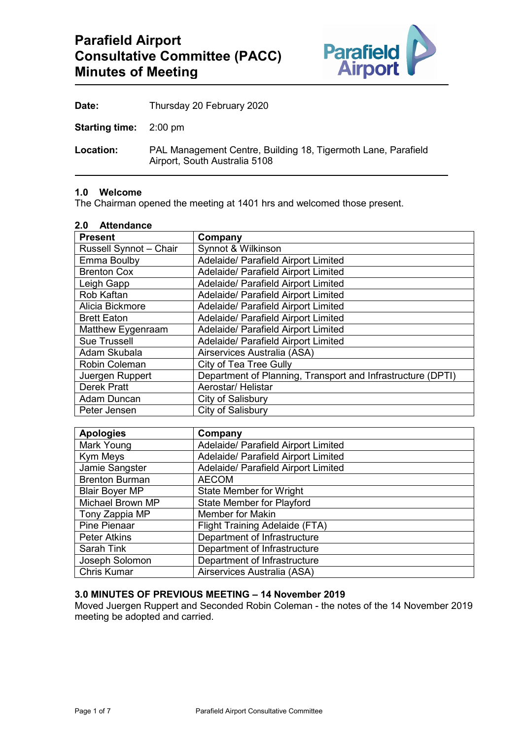# Parafield Airport Consultative Committee (PACC) Minutes of Meeting

**Date:** Thursday 20 February 2020

**Starting time:** 2:00 pm

**Location:** PAL Management Centre, Building 18, Tigermoth Lane, Parafield Airport, South Australia 5108

## 1.0 Welcome

The Chairman opened the meeting at 1401 hrs and welcomed those present.

## 2.0 Attendance

| Present | Company |
|---|---|
| Russell Synnot – Chair | Synnot & Wilkinson |
| Emma Boulby | Adelaide/ Parafield Airport Limited |
| Brenton Cox | Adelaide/ Parafield Airport Limited |
| Leigh Gapp | Adelaide/ Parafield Airport Limited |
| Rob Kaftan | Adelaide/ Parafield Airport Limited |
| Alicia Bickmore | Adelaide/ Parafield Airport Limited |
| Brett Eaton | Adelaide/ Parafield Airport Limited |
| Matthew Eygenraam | Adelaide/ Parafield Airport Limited |
| Sue Trussell | Adelaide/ Parafield Airport Limited |
| Adam Skubala | Airservices Australia (ASA) |
| Robin Coleman | City of Tea Tree Gully |
| Juergen Ruppert | Department of Planning, Transport and Infrastructure (DPTI) |
| Derek Pratt | Aerostar/ Helistar |
| Adam Duncan | City of Salisbury |
| Peter Jensen | City of Salisbury |

| Apologies | Company |
|---|---|
| Mark Young | Adelaide/ Parafield Airport Limited |
| Kym Meys | Adelaide/ Parafield Airport Limited |
| Jamie Sangster | Adelaide/ Parafield Airport Limited |
| Brenton Burman | AECOM |
| Blair Boyer MP | State Member for Wright |
| Michael Brown MP | State Member for Playford |
| Tony Zappia MP | Member for Makin |
| Pine Pienaar | Flight Training Adelaide (FTA) |
| Peter Atkins | Department of Infrastructure |
| Sarah Tink | Department of Infrastructure |
| Joseph Solomon | Department of Infrastructure |
| Chris Kumar | Airservices Australia (ASA) |

## 3.0 MINUTES OF PREVIOUS MEETING – 14 November 2019

Moved Juergen Ruppert and Seconded Robin Coleman - the notes of the 14 November 2019 meeting be adopted and carried.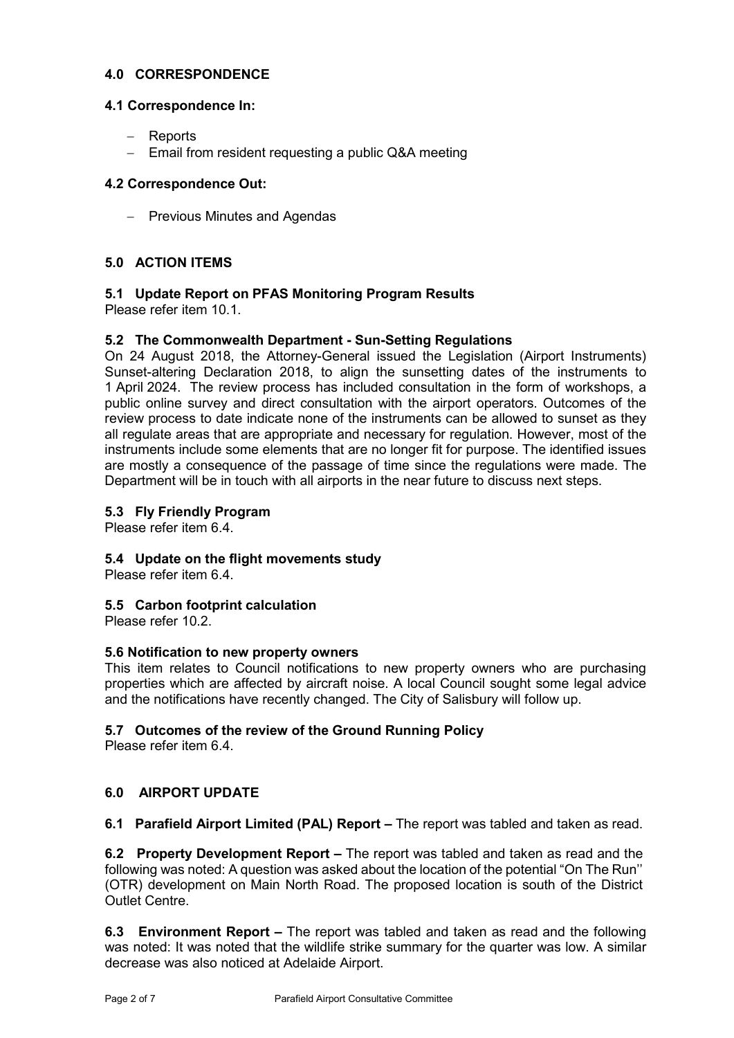## 4.0 CORRESPONDENCE

### 4.1 Correspondence In:

- Reports
- Email from resident requesting a public Q&A meeting

### 4.2 Correspondence Out:

- Previous Minutes and Agendas

## 5.0 ACTION ITEMS

### 5.1 Update Report on PFAS Monitoring Program Results

Please refer item 10.1.

### 5.2 The Commonwealth Department - Sun-Setting Regulations

On 24 August 2018, the Attorney-General issued the Legislation (Airport Instruments) Sunset-altering Declaration 2018, to align the sunsetting dates of the instruments to 1 April 2024. The review process has included consultation in the form of workshops, a public online survey and direct consultation with the airport operators. Outcomes of the review process to date indicate none of the instruments can be allowed to sunset as they all regulate areas that are appropriate and necessary for regulation. However, most of the instruments include some elements that are no longer fit for purpose. The identified issues are mostly a consequence of the passage of time since the regulations were made. The Department will be in touch with all airports in the near future to discuss next steps.

### 5.3 Fly Friendly Program

Please refer item 6.4.

### 5.4 Update on the flight movements study

Please refer item 6.4.

### 5.5 Carbon footprint calculation

Please refer 10.2.

### 5.6 Notification to new property owners

This item relates to Council notifications to new property owners who are purchasing properties which are affected by aircraft noise. A local Council sought some legal advice and the notifications have recently changed. The City of Salisbury will follow up.

### 5.7 Outcomes of the review of the Ground Running Policy

Please refer item 6.4.

## 6.0 AIRPORT UPDATE

**6.1 Parafield Airport Limited (PAL) Report –** The report was tabled and taken as read.

**6.2 Property Development Report –** The report was tabled and taken as read and the following was noted: A question was asked about the location of the potential "On The Run'' (OTR) development on Main North Road. The proposed location is south of the District Outlet Centre.

**6.3 Environment Report –** The report was tabled and taken as read and the following was noted: It was noted that the wildlife strike summary for the quarter was low. A similar decrease was also noticed at Adelaide Airport.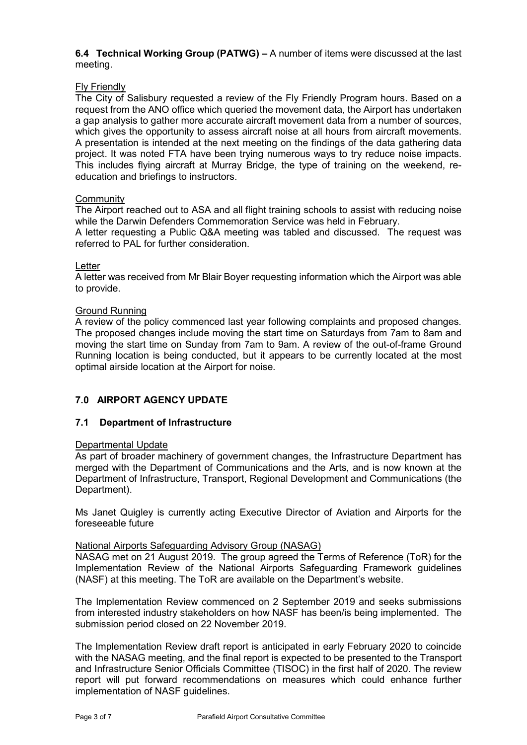**6.4 Technical Working Group (PATWG) –** A number of items were discussed at the last meeting.

Fly Friendly

The City of Salisbury requested a review of the Fly Friendly Program hours. Based on a request from the ANO office which queried the movement data, the Airport has undertaken a gap analysis to gather more accurate aircraft movement data from a number of sources, which gives the opportunity to assess aircraft noise at all hours from aircraft movements. A presentation is intended at the next meeting on the findings of the data gathering data project. It was noted FTA have been trying numerous ways to try reduce noise impacts. This includes flying aircraft at Murray Bridge, the type of training on the weekend, re-education and briefings to instructors.

Community

The Airport reached out to ASA and all flight training schools to assist with reducing noise while the Darwin Defenders Commemoration Service was held in February.

A letter requesting a Public Q&A meeting was tabled and discussed. The request was referred to PAL for further consideration.

Letter

A letter was received from Mr Blair Boyer requesting information which the Airport was able to provide.

Ground Running

A review of the policy commenced last year following complaints and proposed changes. The proposed changes include moving the start time on Saturdays from 7am to 8am and moving the start time on Sunday from 7am to 9am. A review of the out-of-frame Ground Running location is being conducted, but it appears to be currently located at the most optimal airside location at the Airport for noise.

## 7.0 AIRPORT AGENCY UPDATE

### 7.1 Department of Infrastructure

Departmental Update

As part of broader machinery of government changes, the Infrastructure Department has merged with the Department of Communications and the Arts, and is now known at the Department of Infrastructure, Transport, Regional Development and Communications (the Department).

Ms Janet Quigley is currently acting Executive Director of Aviation and Airports for the foreseeable future

National Airports Safeguarding Advisory Group (NASAG)

NASAG met on 21 August 2019. The group agreed the Terms of Reference (ToR) for the Implementation Review of the National Airports Safeguarding Framework guidelines (NASF) at this meeting. The ToR are available on the Department's website.

The Implementation Review commenced on 2 September 2019 and seeks submissions from interested industry stakeholders on how NASF has been/is being implemented. The submission period closed on 22 November 2019.

The Implementation Review draft report is anticipated in early February 2020 to coincide with the NASAG meeting, and the final report is expected to be presented to the Transport and Infrastructure Senior Officials Committee (TISOC) in the first half of 2020. The review report will put forward recommendations on measures which could enhance further implementation of NASF guidelines.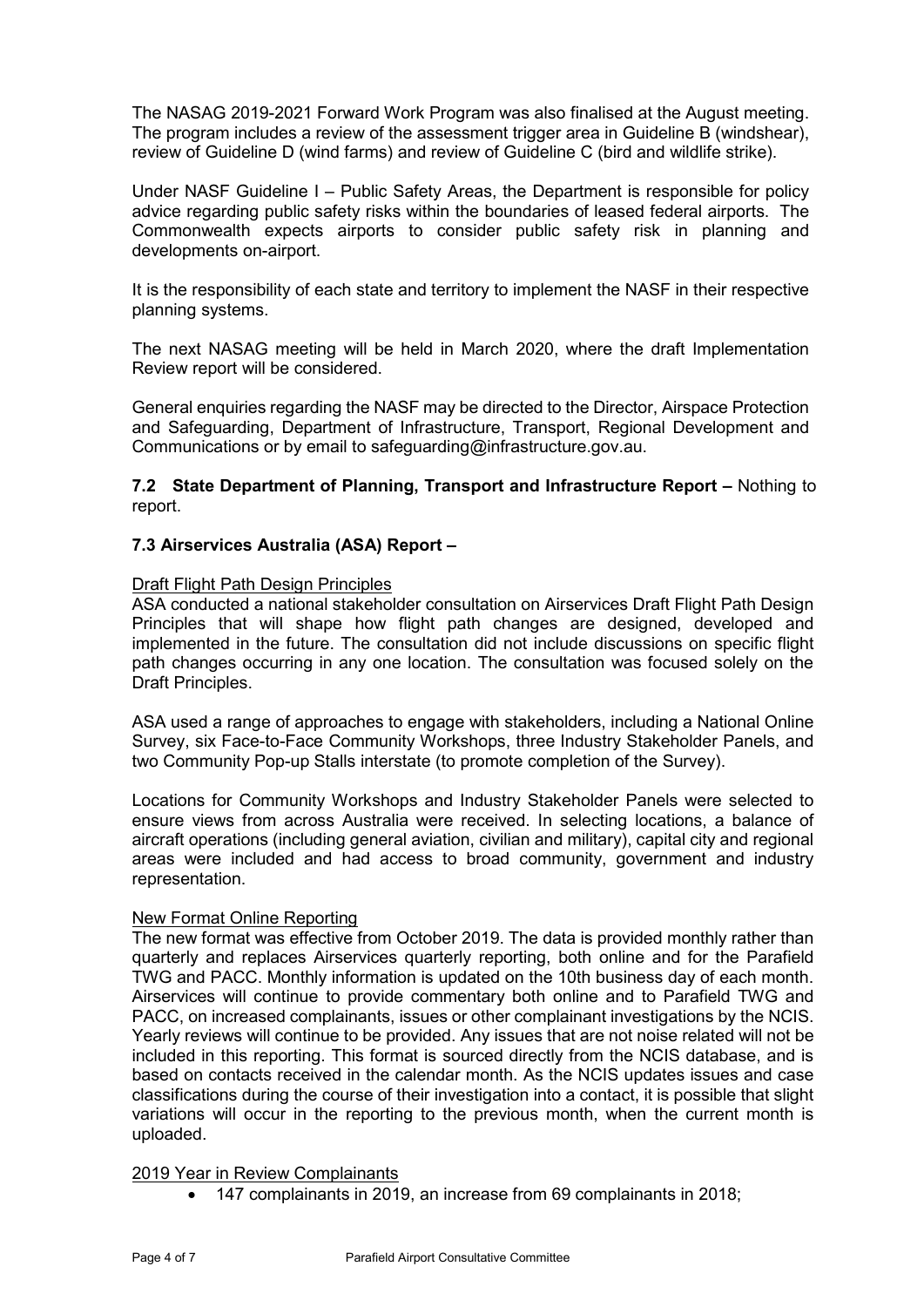The NASAG 2019-2021 Forward Work Program was also finalised at the August meeting. The program includes a review of the assessment trigger area in Guideline B (windshear), review of Guideline D (wind farms) and review of Guideline C (bird and wildlife strike).

Under NASF Guideline I – Public Safety Areas, the Department is responsible for policy advice regarding public safety risks within the boundaries of leased federal airports. The Commonwealth expects airports to consider public safety risk in planning and developments on-airport.

It is the responsibility of each state and territory to implement the NASF in their respective planning systems.

The next NASAG meeting will be held in March 2020, where the draft Implementation Review report will be considered.

General enquiries regarding the NASF may be directed to the Director, Airspace Protection and Safeguarding, Department of Infrastructure, Transport, Regional Development and Communications or by email to safeguarding@infrastructure.gov.au.

**7.2 State Department of Planning, Transport and Infrastructure Report –** Nothing to report.

**7.3 Airservices Australia (ASA) Report –**

Draft Flight Path Design Principles

ASA conducted a national stakeholder consultation on Airservices Draft Flight Path Design Principles that will shape how flight path changes are designed, developed and implemented in the future. The consultation did not include discussions on specific flight path changes occurring in any one location. The consultation was focused solely on the Draft Principles.

ASA used a range of approaches to engage with stakeholders, including a National Online Survey, six Face-to-Face Community Workshops, three Industry Stakeholder Panels, and two Community Pop-up Stalls interstate (to promote completion of the Survey).

Locations for Community Workshops and Industry Stakeholder Panels were selected to ensure views from across Australia were received. In selecting locations, a balance of aircraft operations (including general aviation, civilian and military), capital city and regional areas were included and had access to broad community, government and industry representation.

New Format Online Reporting

The new format was effective from October 2019. The data is provided monthly rather than quarterly and replaces Airservices quarterly reporting, both online and for the Parafield TWG and PACC. Monthly information is updated on the 10th business day of each month. Airservices will continue to provide commentary both online and to Parafield TWG and PACC, on increased complainants, issues or other complainant investigations by the NCIS. Yearly reviews will continue to be provided. Any issues that are not noise related will not be included in this reporting. This format is sourced directly from the NCIS database, and is based on contacts received in the calendar month. As the NCIS updates issues and case classifications during the course of their investigation into a contact, it is possible that slight variations will occur in the reporting to the previous month, when the current month is uploaded.

2019 Year in Review Complainants

- 147 complainants in 2019, an increase from 69 complainants in 2018;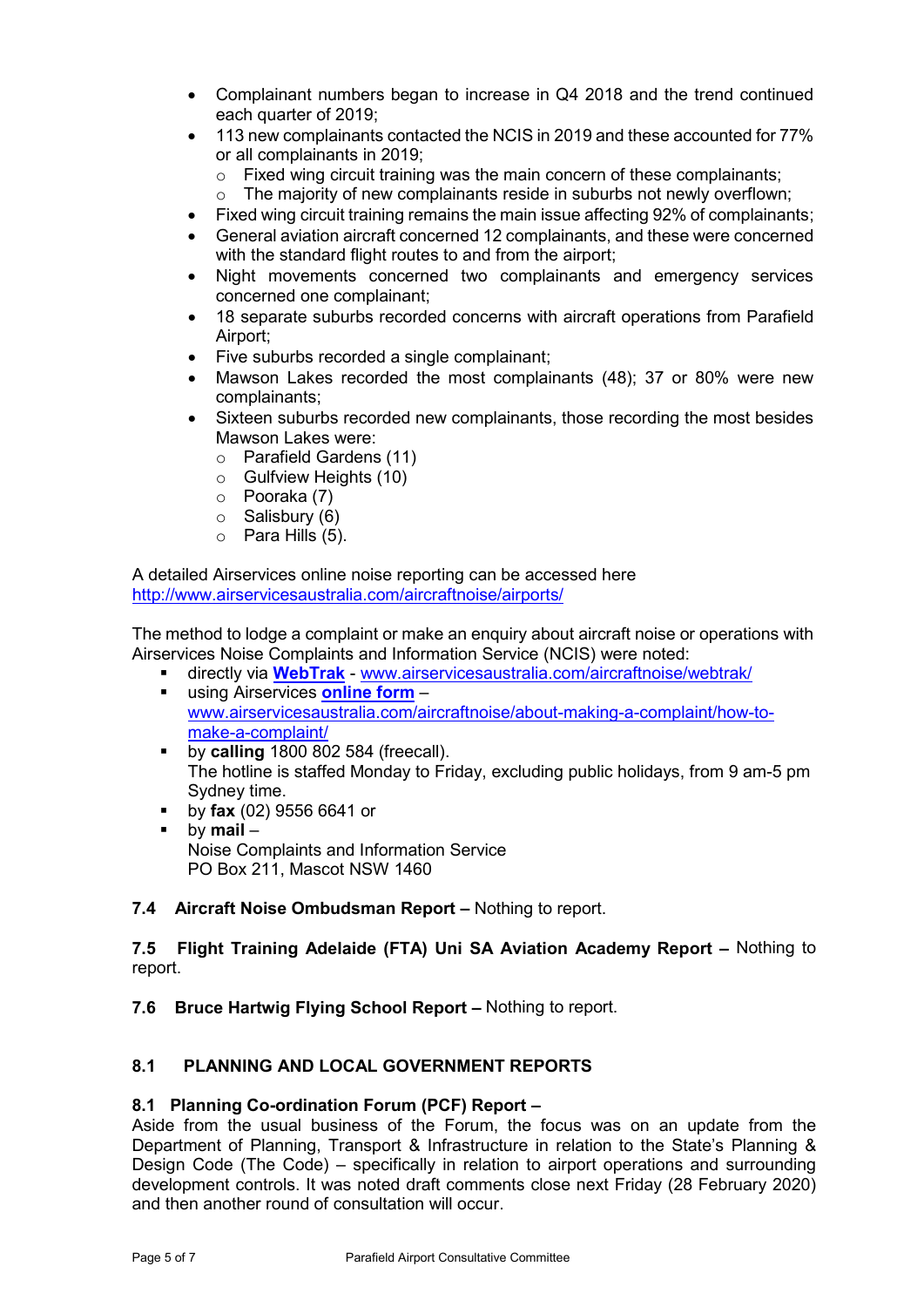- Complainant numbers began to increase in Q4 2018 and the trend continued each quarter of 2019;
- 113 new complainants contacted the NCIS in 2019 and these accounted for 77% or all complainants in 2019;
  - Fixed wing circuit training was the main concern of these complainants;
  - The majority of new complainants reside in suburbs not newly overflown;
- Fixed wing circuit training remains the main issue affecting 92% of complainants;
- General aviation aircraft concerned 12 complainants, and these were concerned with the standard flight routes to and from the airport;
- Night movements concerned two complainants and emergency services concerned one complainant;
- 18 separate suburbs recorded concerns with aircraft operations from Parafield Airport;
- Five suburbs recorded a single complainant;
- Mawson Lakes recorded the most complainants (48); 37 or 80% were new complainants;
- Sixteen suburbs recorded new complainants, those recording the most besides Mawson Lakes were:
  - Parafield Gardens (11)
  - Gulfview Heights (10)
  - Pooraka (7)
  - Salisbury (6)
  - Para Hills (5).

A detailed Airservices online noise reporting can be accessed here
http://www.airservicesaustralia.com/aircraftnoise/airports/

The method to lodge a complaint or make an enquiry about aircraft noise or operations with Airservices Noise Complaints and Information Service (NCIS) were noted:

- directly via **WebTrak** - www.airservicesaustralia.com/aircraftnoise/webtrak/
- using Airservices **online form** – www.airservicesaustralia.com/aircraftnoise/about-making-a-complaint/how-to-make-a-complaint/
- by **calling** 1800 802 584 (freecall).
  The hotline is staffed Monday to Friday, excluding public holidays, from 9 am-5 pm Sydney time.
- by **fax** (02) 9556 6641 or
- by **mail** –
  Noise Complaints and Information Service
  PO Box 211, Mascot NSW 1460

**7.4 Aircraft Noise Ombudsman Report –** Nothing to report.

**7.5 Flight Training Adelaide (FTA) Uni SA Aviation Academy Report –** Nothing to report.

**7.6 Bruce Hartwig Flying School Report –** Nothing to report.

## 8.1 PLANNING AND LOCAL GOVERNMENT REPORTS

**8.1 Planning Co-ordination Forum (PCF) Report –**
Aside from the usual business of the Forum, the focus was on an update from the Department of Planning, Transport & Infrastructure in relation to the State's Planning & Design Code (The Code) – specifically in relation to airport operations and surrounding development controls. It was noted draft comments close next Friday (28 February 2020) and then another round of consultation will occur.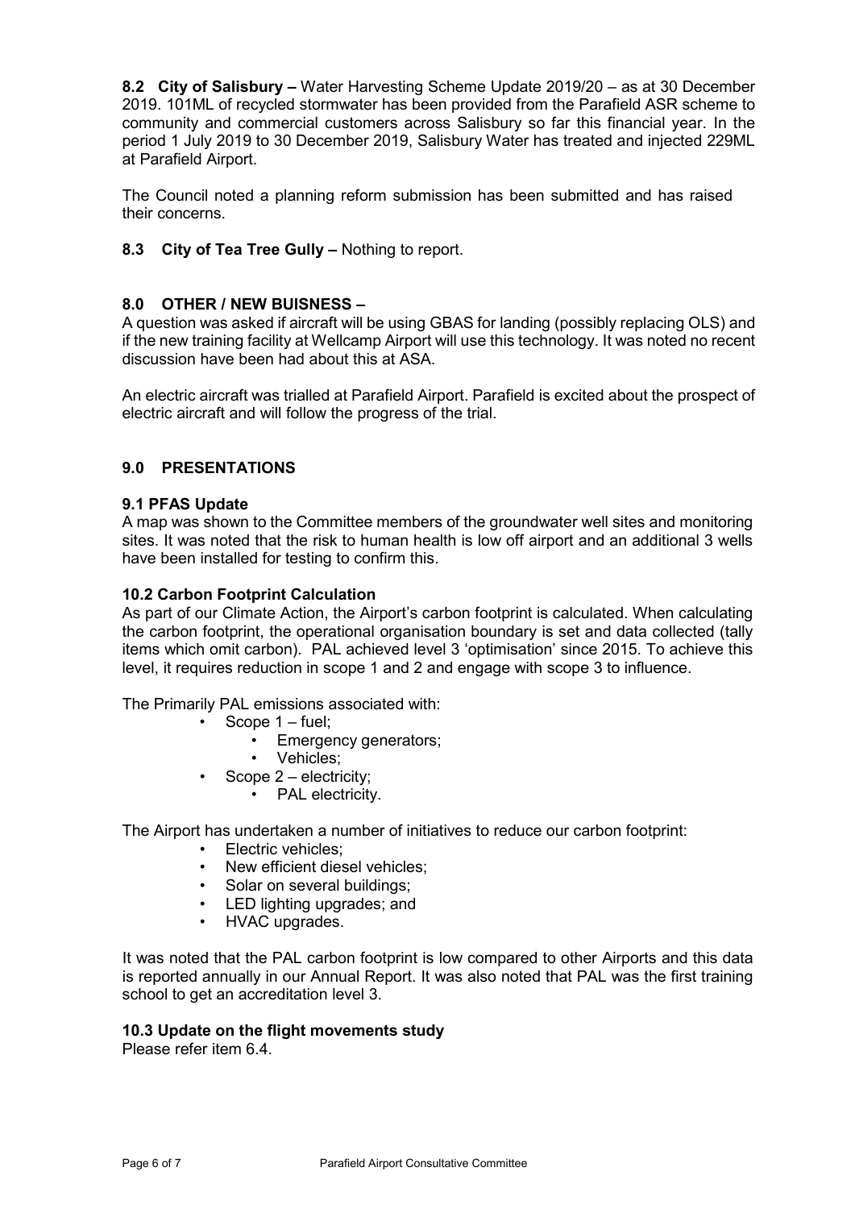**8.2 City of Salisbury –** Water Harvesting Scheme Update 2019/20 – as at 30 December 2019. 101ML of recycled stormwater has been provided from the Parafield ASR scheme to community and commercial customers across Salisbury so far this financial year. In the period 1 July 2019 to 30 December 2019, Salisbury Water has treated and injected 229ML at Parafield Airport.

The Council noted a planning reform submission has been submitted and has raised their concerns.

**8.3 City of Tea Tree Gully –** Nothing to report.

## 8.0 OTHER / NEW BUISNESS –

A question was asked if aircraft will be using GBAS for landing (possibly replacing OLS) and if the new training facility at Wellcamp Airport will use this technology. It was noted no recent discussion have been had about this at ASA.

An electric aircraft was trialled at Parafield Airport. Parafield is excited about the prospect of electric aircraft and will follow the progress of the trial.

## 9.0 PRESENTATIONS

### 9.1 PFAS Update

A map was shown to the Committee members of the groundwater well sites and monitoring sites. It was noted that the risk to human health is low off airport and an additional 3 wells have been installed for testing to confirm this.

### 10.2 Carbon Footprint Calculation

As part of our Climate Action, the Airport's carbon footprint is calculated. When calculating the carbon footprint, the operational organisation boundary is set and data collected (tally items which omit carbon). PAL achieved level 3 'optimisation' since 2015. To achieve this level, it requires reduction in scope 1 and 2 and engage with scope 3 to influence.

The Primarily PAL emissions associated with:

- Scope 1 – fuel;
  - Emergency generators;
  - Vehicles;
- Scope 2 – electricity;
  - PAL electricity.

The Airport has undertaken a number of initiatives to reduce our carbon footprint:

- Electric vehicles;
- New efficient diesel vehicles;
- Solar on several buildings;
- LED lighting upgrades; and
- HVAC upgrades.

It was noted that the PAL carbon footprint is low compared to other Airports and this data is reported annually in our Annual Report. It was also noted that PAL was the first training school to get an accreditation level 3.

### 10.3 Update on the flight movements study

Please refer item 6.4.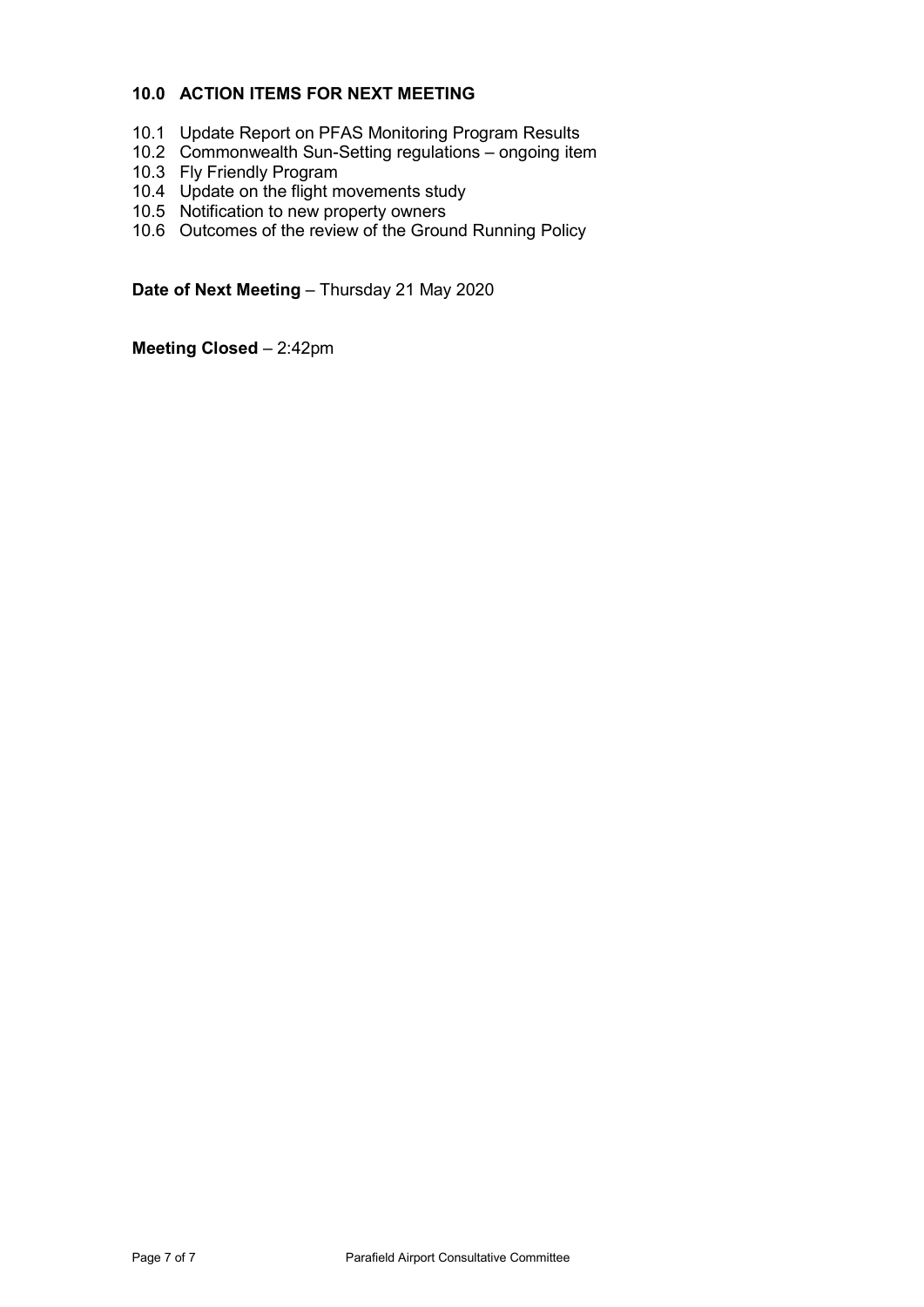## 10.0 ACTION ITEMS FOR NEXT MEETING

10.1 Update Report on PFAS Monitoring Program Results
10.2 Commonwealth Sun-Setting regulations – ongoing item
10.3 Fly Friendly Program
10.4 Update on the flight movements study
10.5 Notification to new property owners
10.6 Outcomes of the review of the Ground Running Policy

**Date of Next Meeting** – Thursday 21 May 2020

**Meeting Closed** – 2:42pm